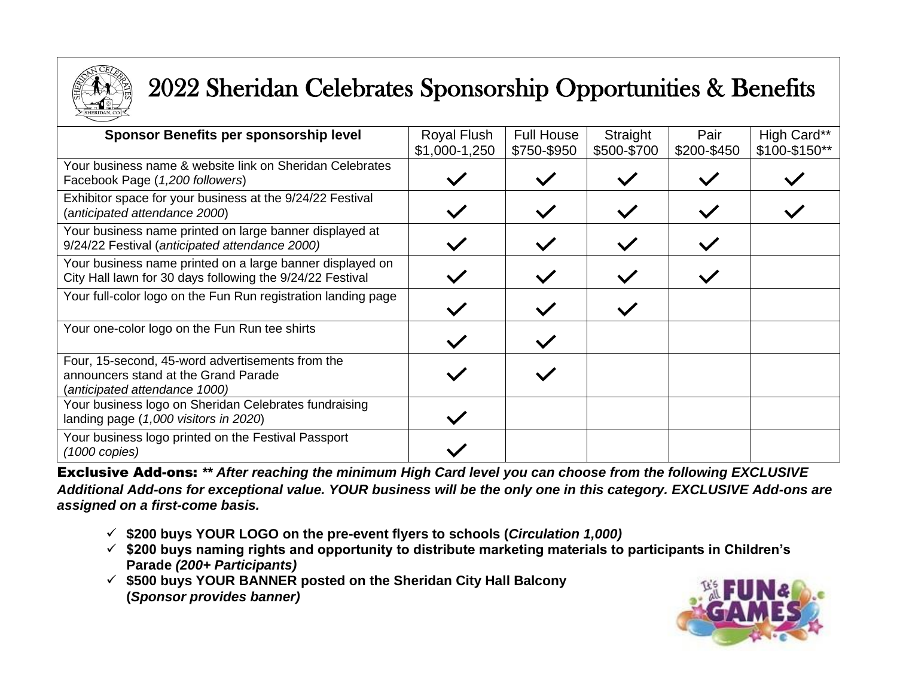# 2022 Sheridan Celebrates Sponsorship Opportunities & Benefits

| Sponsor Benefits per sponsorship level | Royal Flush $1,000-1,250 | Full House $750-$950 | Straight $500-$700 | Pair $200-$450 | High Card** $100-$150** |
|---|---|---|---|---|---|
| Your business name & website link on Sheridan Celebrates Facebook Page (*1,200 followers*) | ✓ | ✓ | ✓ | ✓ | ✓ |
| Exhibitor space for your business at the 9/24/22 Festival (*anticipated attendance 2000*) | ✓ | ✓ | ✓ | ✓ | ✓ |
| Your business name printed on large banner displayed at 9/24/22 Festival (*anticipated attendance 2000)* | ✓ | ✓ | ✓ | ✓ | |
| Your business name printed on a large banner displayed on City Hall lawn for 30 days following the 9/24/22 Festival | ✓ | ✓ | ✓ | ✓ | |
| Your full-color logo on the Fun Run registration landing page | ✓ | ✓ | ✓ | | |
| Your one-color logo on the Fun Run tee shirts | ✓ | ✓ | | | |
| Four, 15-second, 45-word advertisements from the announcers stand at the Grand Parade (*anticipated attendance 1000)* | ✓ | ✓ | | | |
| Your business logo on Sheridan Celebrates fundraising landing page (*1,000 visitors in 2020*) | ✓ | | | | |
| Your business logo printed on the Festival Passport *(1000 copies)* | ✓ | | | | |

**Exclusive Add-ons:** ***\*\* After reaching the minimum High Card level you can choose from the following EXCLUSIVE Additional Add-ons for exceptional value. YOUR business will be the only one in this category. EXCLUSIVE Add-ons are assigned on a first-come basis.***

- ✓ **$200 buys YOUR LOGO on the pre-event flyers to schools (*Circulation 1,000)***
- ✓ **$200 buys naming rights and opportunity to distribute marketing materials to participants in Children's Parade *(200+ Participants)***
- ✓ **$500 buys YOUR BANNER posted on the Sheridan City Hall Balcony (*Sponsor provides banner)***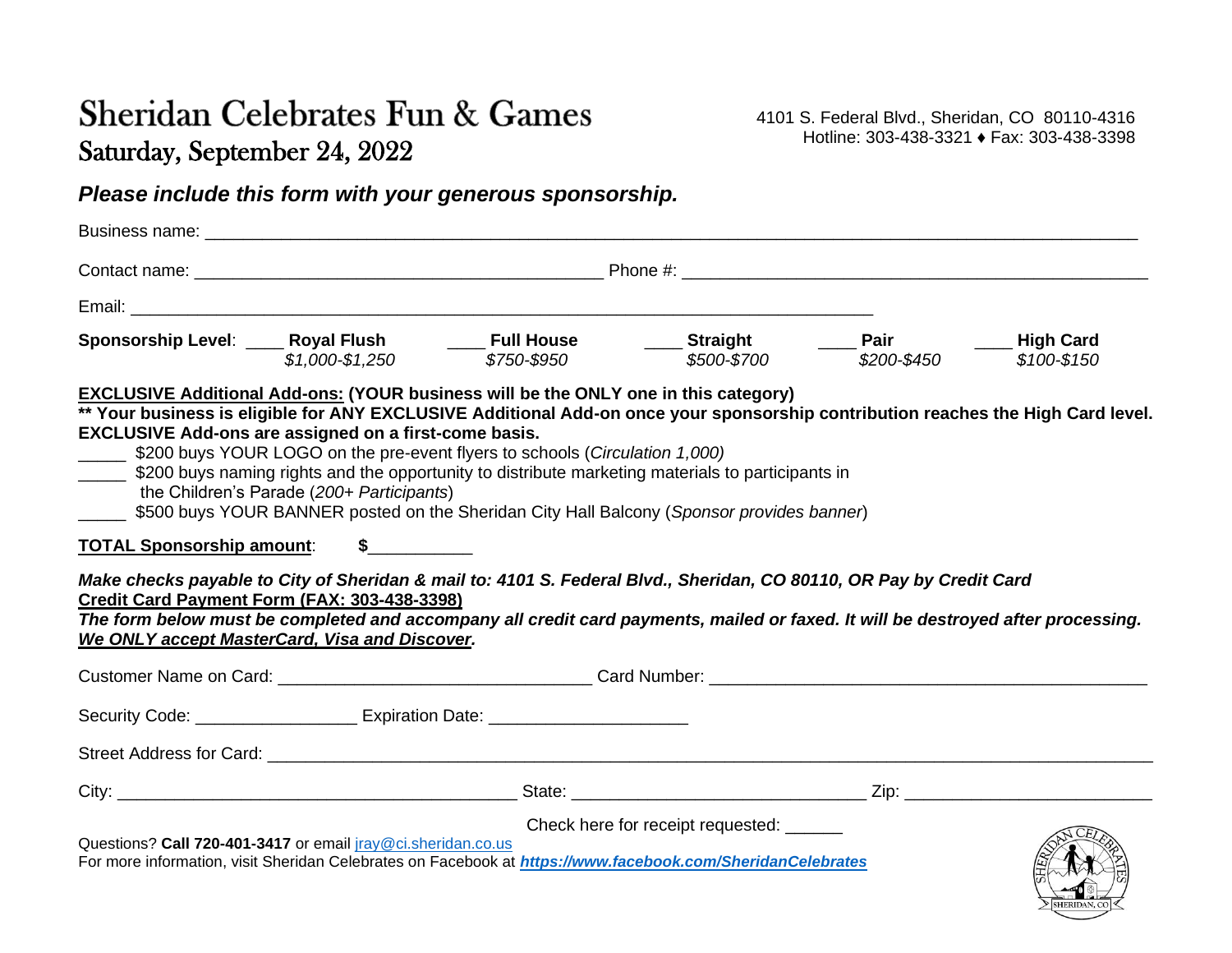# Sheridan Celebrates Fun & Games

## Saturday, September 24, 2022

4101 S. Federal Blvd., Sheridan, CO 80110-4316
Hotline: 303-438-3321 ♦ Fax: 303-438-3398

***Please include this form with your generous sponsorship.***

Business name: ______________________________________________________________________________

Contact name: ________________________________________ Phone #: ____________________________________________

Email: _________________________________________________________________________

**Sponsorship Level**: ____ **Royal Flush** *$1,000-$1,250* ____ **Full House** *$750-$950* ____ **Straight** *$500-$700* ____ **Pair** *$200-$450* ____ **High Card** *$100-$150*

**EXCLUSIVE Additional Add-ons: (YOUR business will be the ONLY one in this category)**
**** Your business is eligible for ANY EXCLUSIVE Additional Add-on once your sponsorship contribution reaches the High Card level. EXCLUSIVE Add-ons are assigned on a first-come basis.**

_____ $200 buys YOUR LOGO on the pre-event flyers to schools (*Circulation 1,000)*
_____ $200 buys naming rights and the opportunity to distribute marketing materials to participants in the Children's Parade (*200+ Participants*)
_____ $500 buys YOUR BANNER posted on the Sheridan City Hall Balcony (*Sponsor provides banner*)

**TOTAL Sponsorship amount**: **$**___________

***Make checks payable to City of Sheridan & mail to: 4101 S. Federal Blvd., Sheridan, CO 80110, OR Pay by Credit Card***
**Credit Card Payment Form (FAX: 303-438-3398)**
***The form below must be completed and accompany all credit card payments, mailed or faxed. It will be destroyed after processing. We ONLY accept MasterCard, Visa and Discover.***

Customer Name on Card: ________________________________ Card Number: ____________________________________________

Security Code: ________________ Expiration Date: ____________________

Street Address for Card: ______________________________________________________________________________

City: ________________________________________ State: ______________________________ Zip: _________________________

Check here for receipt requested: ______

Questions? **Call 720-401-3417** or email jray@ci.sheridan.co.us
For more information, visit Sheridan Celebrates on Facebook at ***https://www.facebook.com/SheridanCelebrates***